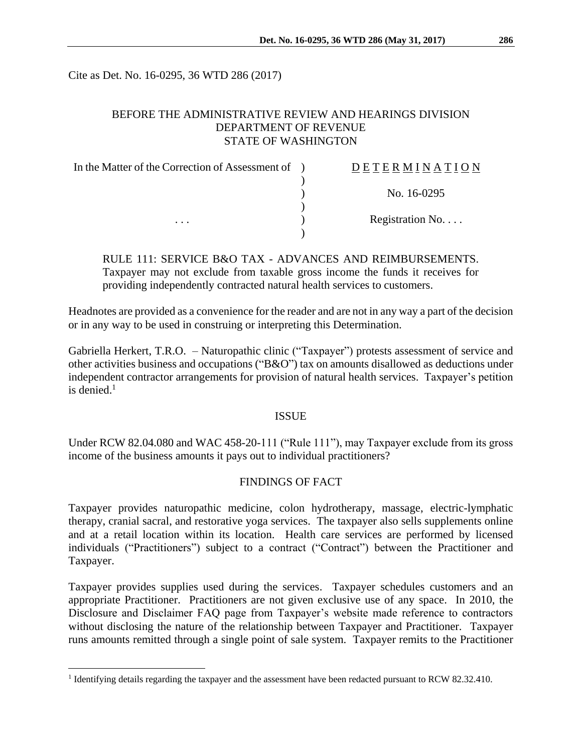Cite as Det. No. 16-0295, 36 WTD 286 (2017)

BEFORE THE ADMINISTRATIVE REVIEW AND HEARINGS DIVISION
DEPARTMENT OF REVENUE
STATE OF WASHINGTON

| | | |
|---|---|---|
| In the Matter of the Correction of Assessment of | ) | D E T E R M I N A T I O N |
| | ) | |
| | ) | No. 16-0295 |
| | ) | |
| . . . | ) | Registration No. . . . |
| | ) | |

RULE 111: SERVICE B&O TAX - ADVANCES AND REIMBURSEMENTS. Taxpayer may not exclude from taxable gross income the funds it receives for providing independently contracted natural health services to customers.

Headnotes are provided as a convenience for the reader and are not in any way a part of the decision or in any way to be used in construing or interpreting this Determination.

Gabriella Herkert, T.R.O. – Naturopathic clinic ("Taxpayer") protests assessment of service and other activities business and occupations ("B&O") tax on amounts disallowed as deductions under independent contractor arrangements for provision of natural health services. Taxpayer's petition is denied.[1]

## ISSUE

Under RCW 82.04.080 and WAC 458-20-111 ("Rule 111"), may Taxpayer exclude from its gross income of the business amounts it pays out to individual practitioners?

## FINDINGS OF FACT

Taxpayer provides naturopathic medicine, colon hydrotherapy, massage, electric-lymphatic therapy, cranial sacral, and restorative yoga services. The taxpayer also sells supplements online and at a retail location within its location. Health care services are performed by licensed individuals ("Practitioners") subject to a contract ("Contract") between the Practitioner and Taxpayer.

Taxpayer provides supplies used during the services. Taxpayer schedules customers and an appropriate Practitioner. Practitioners are not given exclusive use of any space. In 2010, the Disclosure and Disclaimer FAQ page from Taxpayer's website made reference to contractors without disclosing the nature of the relationship between Taxpayer and Practitioner. Taxpayer runs amounts remitted through a single point of sale system. Taxpayer remits to the Practitioner

[1] Identifying details regarding the taxpayer and the assessment have been redacted pursuant to RCW 82.32.410.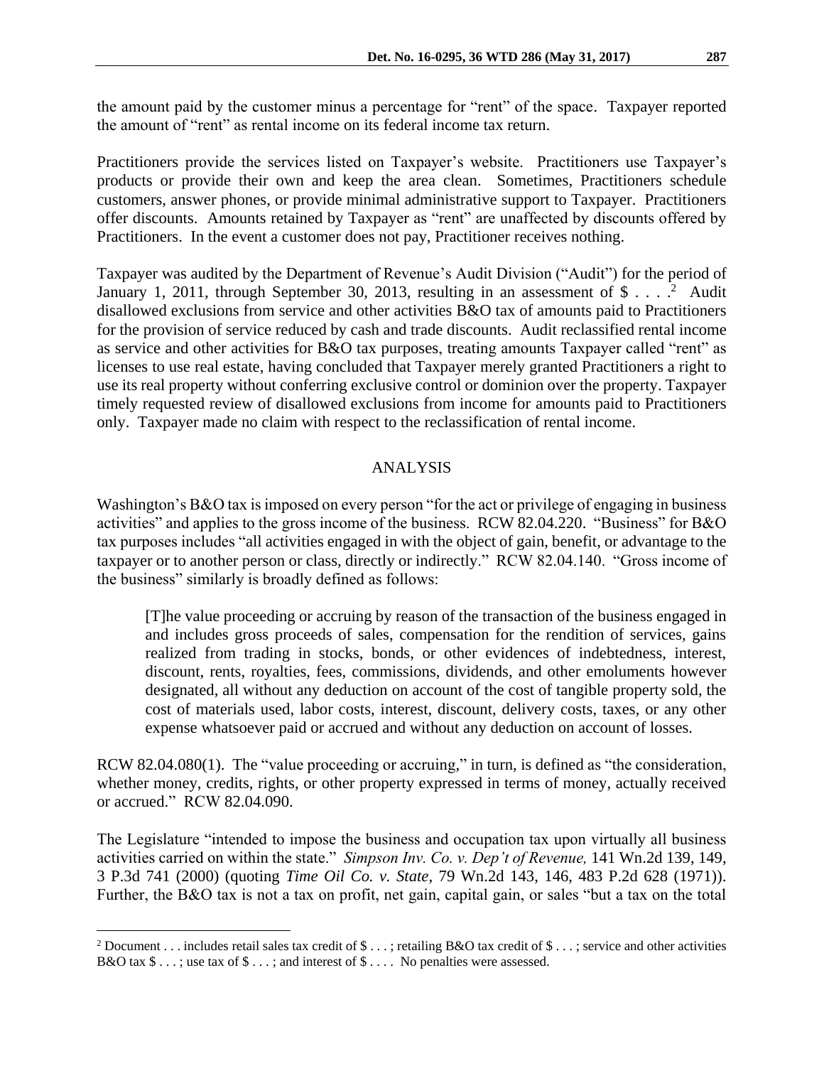the amount paid by the customer minus a percentage for "rent" of the space. Taxpayer reported the amount of "rent" as rental income on its federal income tax return.

Practitioners provide the services listed on Taxpayer's website. Practitioners use Taxpayer's products or provide their own and keep the area clean. Sometimes, Practitioners schedule customers, answer phones, or provide minimal administrative support to Taxpayer. Practitioners offer discounts. Amounts retained by Taxpayer as "rent" are unaffected by discounts offered by Practitioners. In the event a customer does not pay, Practitioner receives nothing.

Taxpayer was audited by the Department of Revenue's Audit Division ("Audit") for the period of January 1, 2011, through September 30, 2013, resulting in an assessment of $ . . . .[2] Audit disallowed exclusions from service and other activities B&O tax of amounts paid to Practitioners for the provision of service reduced by cash and trade discounts. Audit reclassified rental income as service and other activities for B&O tax purposes, treating amounts Taxpayer called "rent" as licenses to use real estate, having concluded that Taxpayer merely granted Practitioners a right to use its real property without conferring exclusive control or dominion over the property. Taxpayer timely requested review of disallowed exclusions from income for amounts paid to Practitioners only. Taxpayer made no claim with respect to the reclassification of rental income.

## ANALYSIS

Washington's B&O tax is imposed on every person "for the act or privilege of engaging in business activities" and applies to the gross income of the business. RCW 82.04.220. "Business" for B&O tax purposes includes "all activities engaged in with the object of gain, benefit, or advantage to the taxpayer or to another person or class, directly or indirectly." RCW 82.04.140. "Gross income of the business" similarly is broadly defined as follows:

> [T]he value proceeding or accruing by reason of the transaction of the business engaged in and includes gross proceeds of sales, compensation for the rendition of services, gains realized from trading in stocks, bonds, or other evidences of indebtedness, interest, discount, rents, royalties, fees, commissions, dividends, and other emoluments however designated, all without any deduction on account of the cost of tangible property sold, the cost of materials used, labor costs, interest, discount, delivery costs, taxes, or any other expense whatsoever paid or accrued and without any deduction on account of losses.

RCW 82.04.080(1). The "value proceeding or accruing," in turn, is defined as "the consideration, whether money, credits, rights, or other property expressed in terms of money, actually received or accrued." RCW 82.04.090.

The Legislature "intended to impose the business and occupation tax upon virtually all business activities carried on within the state." *Simpson Inv. Co. v. Dep't of Revenue,* 141 Wn.2d 139, 149, 3 P.3d 741 (2000) (quoting *Time Oil Co. v. State*, 79 Wn.2d 143, 146, 483 P.2d 628 (1971)). Further, the B&O tax is not a tax on profit, net gain, capital gain, or sales "but a tax on the total

---

[2] Document . . . includes retail sales tax credit of $ . . . ; retailing B&O tax credit of $ . . . ; service and other activities B&O tax $ . . . ; use tax of $ . . . ; and interest of $ . . . . No penalties were assessed.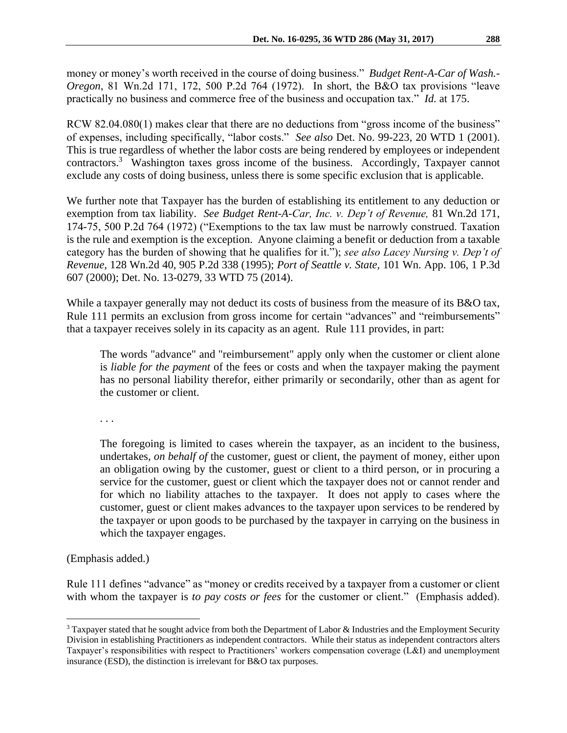money or money's worth received in the course of doing business." *Budget Rent-A-Car of Wash.-Oregon*, 81 Wn.2d 171, 172, 500 P.2d 764 (1972). In short, the B&O tax provisions "leave practically no business and commerce free of the business and occupation tax." *Id.* at 175.

RCW 82.04.080(1) makes clear that there are no deductions from "gross income of the business" of expenses, including specifically, "labor costs." *See also* Det. No. 99-223, 20 WTD 1 (2001). This is true regardless of whether the labor costs are being rendered by employees or independent contractors.[3] Washington taxes gross income of the business. Accordingly, Taxpayer cannot exclude any costs of doing business, unless there is some specific exclusion that is applicable.

We further note that Taxpayer has the burden of establishing its entitlement to any deduction or exemption from tax liability. *See Budget Rent-A-Car, Inc. v. Dep't of Revenue,* 81 Wn.2d 171, 174-75, 500 P.2d 764 (1972) ("Exemptions to the tax law must be narrowly construed. Taxation is the rule and exemption is the exception. Anyone claiming a benefit or deduction from a taxable category has the burden of showing that he qualifies for it."); *see also Lacey Nursing v. Dep't of Revenue,* 128 Wn.2d 40, 905 P.2d 338 (1995); *Port of Seattle v. State,* 101 Wn. App. 106, 1 P.3d 607 (2000); Det. No. 13-0279, 33 WTD 75 (2014).

While a taxpayer generally may not deduct its costs of business from the measure of its B&O tax, Rule 111 permits an exclusion from gross income for certain "advances" and "reimbursements" that a taxpayer receives solely in its capacity as an agent. Rule 111 provides, in part:

> The words "advance" and "reimbursement" apply only when the customer or client alone is *liable for the payment* of the fees or costs and when the taxpayer making the payment has no personal liability therefor, either primarily or secondarily, other than as agent for the customer or client.
>
> . . .
>
> The foregoing is limited to cases wherein the taxpayer, as an incident to the business, undertakes, *on behalf of* the customer, guest or client, the payment of money, either upon an obligation owing by the customer, guest or client to a third person, or in procuring a service for the customer, guest or client which the taxpayer does not or cannot render and for which no liability attaches to the taxpayer. It does not apply to cases where the customer, guest or client makes advances to the taxpayer upon services to be rendered by the taxpayer or upon goods to be purchased by the taxpayer in carrying on the business in which the taxpayer engages.

(Emphasis added.)

Rule 111 defines "advance" as "money or credits received by a taxpayer from a customer or client with whom the taxpayer is *to pay costs or fees* for the customer or client." (Emphasis added).

---

[3] Taxpayer stated that he sought advice from both the Department of Labor & Industries and the Employment Security Division in establishing Practitioners as independent contractors. While their status as independent contractors alters Taxpayer's responsibilities with respect to Practitioners' workers compensation coverage (L&I) and unemployment insurance (ESD), the distinction is irrelevant for B&O tax purposes.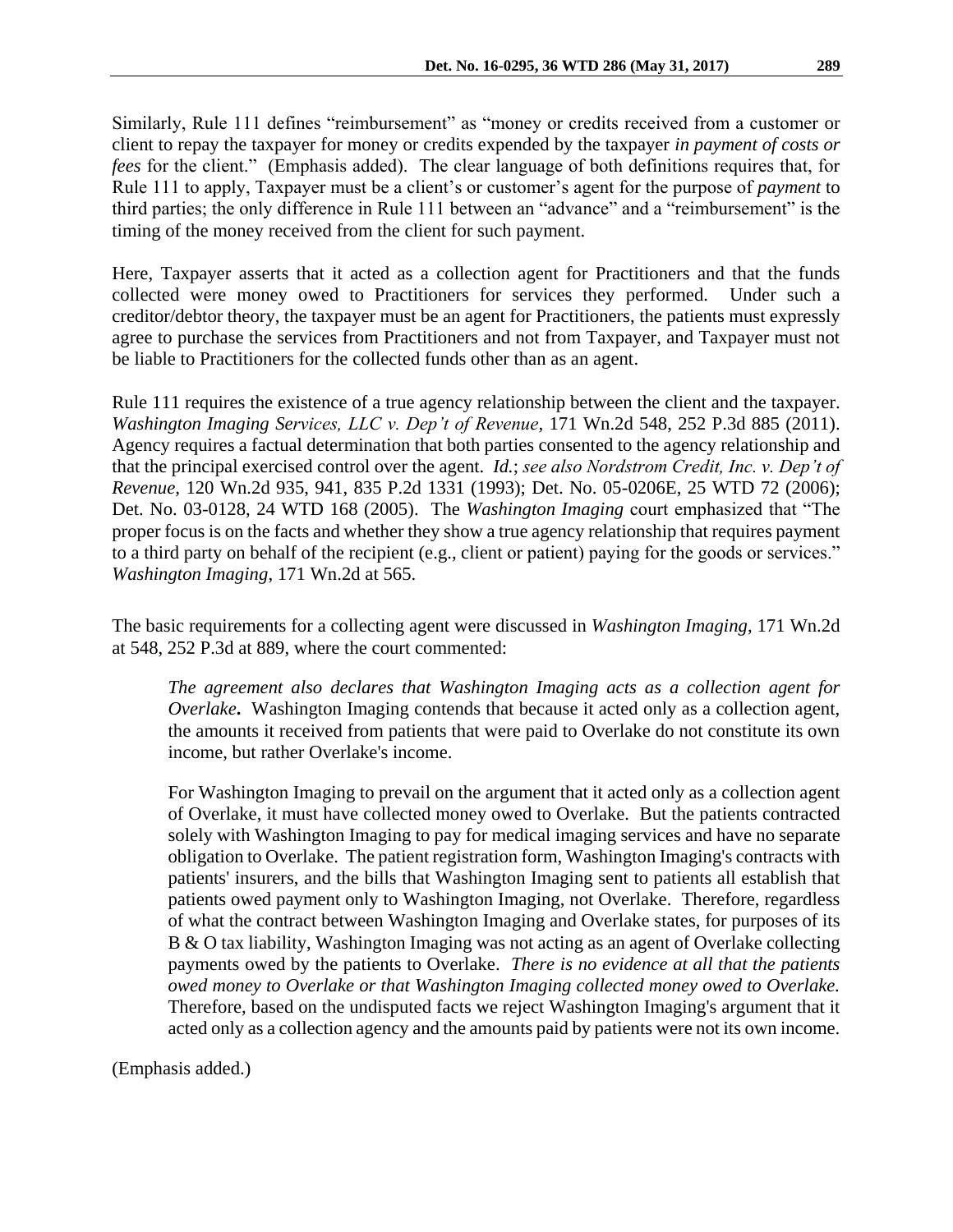Similarly, Rule 111 defines "reimbursement" as "money or credits received from a customer or client to repay the taxpayer for money or credits expended by the taxpayer *in payment of costs or fees* for the client." (Emphasis added). The clear language of both definitions requires that, for Rule 111 to apply, Taxpayer must be a client's or customer's agent for the purpose of *payment* to third parties; the only difference in Rule 111 between an "advance" and a "reimbursement" is the timing of the money received from the client for such payment.

Here, Taxpayer asserts that it acted as a collection agent for Practitioners and that the funds collected were money owed to Practitioners for services they performed. Under such a creditor/debtor theory, the taxpayer must be an agent for Practitioners, the patients must expressly agree to purchase the services from Practitioners and not from Taxpayer, and Taxpayer must not be liable to Practitioners for the collected funds other than as an agent.

Rule 111 requires the existence of a true agency relationship between the client and the taxpayer. *Washington Imaging Services, LLC v. Dep't of Revenue*, 171 Wn.2d 548, 252 P.3d 885 (2011). Agency requires a factual determination that both parties consented to the agency relationship and that the principal exercised control over the agent. *Id.*; *see also Nordstrom Credit, Inc. v. Dep't of Revenue*, 120 Wn.2d 935, 941, 835 P.2d 1331 (1993); Det. No. 05-0206E, 25 WTD 72 (2006); Det. No. 03-0128, 24 WTD 168 (2005). The *Washington Imaging* court emphasized that "The proper focus is on the facts and whether they show a true agency relationship that requires payment to a third party on behalf of the recipient (e.g., client or patient) paying for the goods or services." *Washington Imaging*, 171 Wn.2d at 565.

The basic requirements for a collecting agent were discussed in *Washington Imaging*, 171 Wn.2d at 548, 252 P.3d at 889, where the court commented:

> *The agreement also declares that Washington Imaging acts as a collection agent for Overlake***.** Washington Imaging contends that because it acted only as a collection agent, the amounts it received from patients that were paid to Overlake do not constitute its own income, but rather Overlake's income.
>
> For Washington Imaging to prevail on the argument that it acted only as a collection agent of Overlake, it must have collected money owed to Overlake. But the patients contracted solely with Washington Imaging to pay for medical imaging services and have no separate obligation to Overlake. The patient registration form, Washington Imaging's contracts with patients' insurers, and the bills that Washington Imaging sent to patients all establish that patients owed payment only to Washington Imaging, not Overlake. Therefore, regardless of what the contract between Washington Imaging and Overlake states, for purposes of its B & O tax liability, Washington Imaging was not acting as an agent of Overlake collecting payments owed by the patients to Overlake. *There is no evidence at all that the patients owed money to Overlake or that Washington Imaging collected money owed to Overlake.* Therefore, based on the undisputed facts we reject Washington Imaging's argument that it acted only as a collection agency and the amounts paid by patients were not its own income.

(Emphasis added.)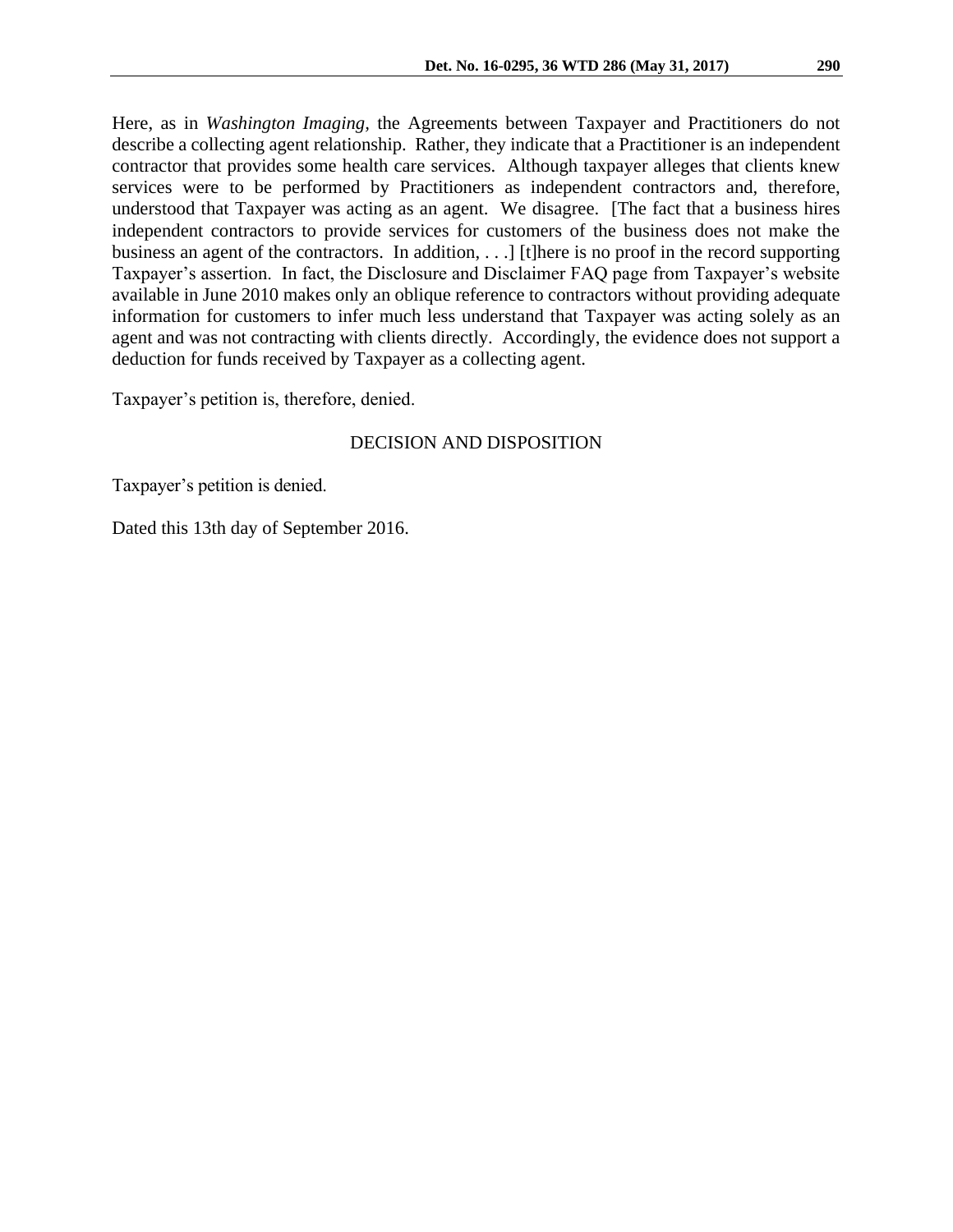Here, as in *Washington Imaging*, the Agreements between Taxpayer and Practitioners do not describe a collecting agent relationship. Rather, they indicate that a Practitioner is an independent contractor that provides some health care services. Although taxpayer alleges that clients knew services were to be performed by Practitioners as independent contractors and, therefore, understood that Taxpayer was acting as an agent. We disagree. [The fact that a business hires independent contractors to provide services for customers of the business does not make the business an agent of the contractors. In addition, . . .] [t]here is no proof in the record supporting Taxpayer's assertion. In fact, the Disclosure and Disclaimer FAQ page from Taxpayer's website available in June 2010 makes only an oblique reference to contractors without providing adequate information for customers to infer much less understand that Taxpayer was acting solely as an agent and was not contracting with clients directly. Accordingly, the evidence does not support a deduction for funds received by Taxpayer as a collecting agent.

Taxpayer's petition is, therefore, denied.

## DECISION AND DISPOSITION

Taxpayer's petition is denied.

Dated this 13th day of September 2016.